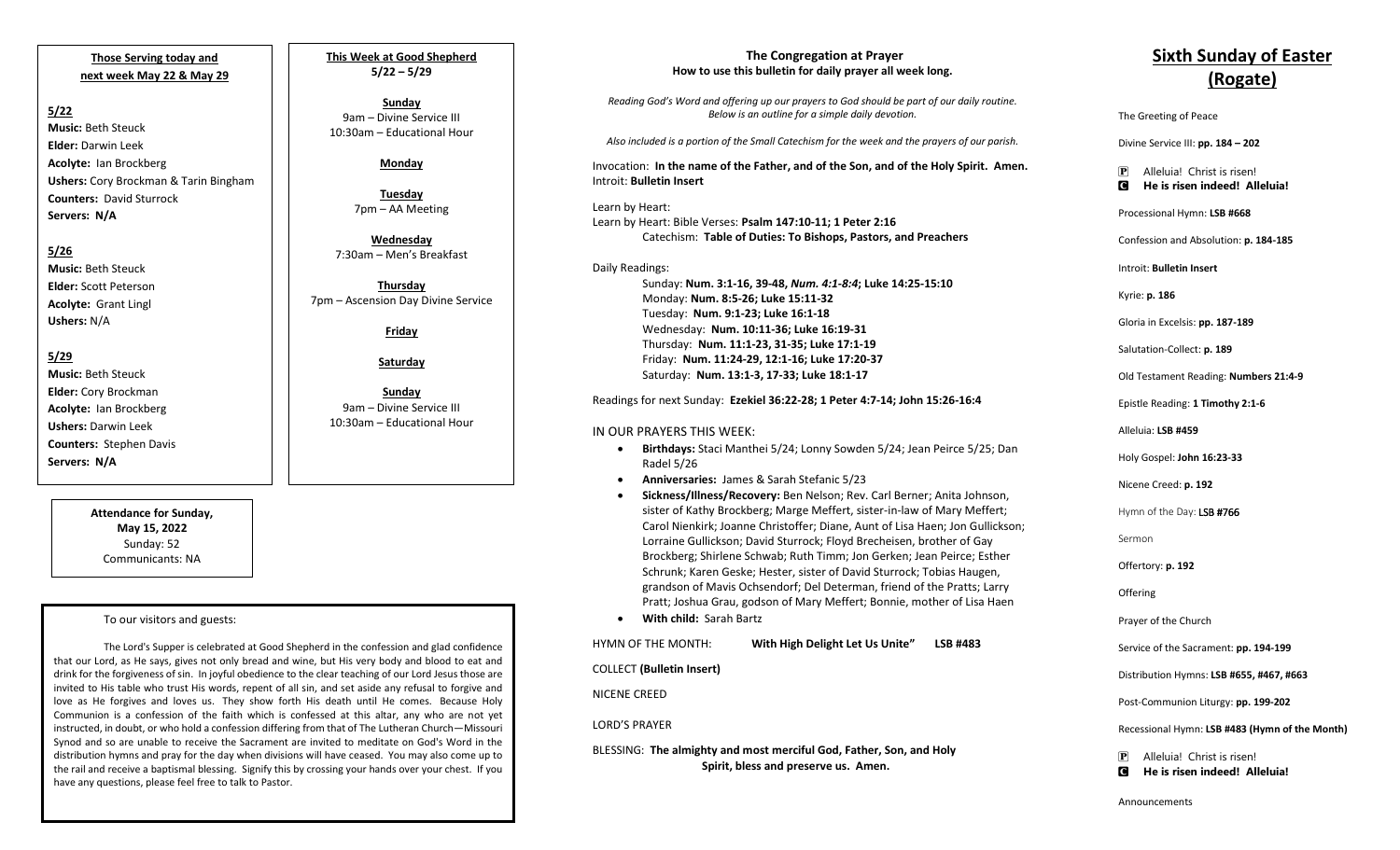**Those Serving today and next week May 22 & May 29**

**5/22**
**Music:** Beth Steuck
**Elder:** Darwin Leek
**Acolyte:** Ian Brockberg
**Ushers:** Cory Brockman & Tarin Bingham
**Counters:** David Sturrock
**Servers: N/A**

**5/26**
**Music:** Beth Steuck
**Elder:** Scott Peterson
**Acolyte:** Grant Lingl
**Ushers:** N/A

**5/29**
**Music:** Beth Steuck
**Elder:** Cory Brockman
**Acolyte:** Ian Brockberg
**Ushers:** Darwin Leek
**Counters:** Stephen Davis
**Servers: N/A**

**This Week at Good Shepherd 5/22 – 5/29**

**Sunday**
9am – Divine Service III
10:30am – Educational Hour

**Monday**

**Tuesday**
7pm – AA Meeting

**Wednesday**
7:30am – Men's Breakfast

**Thursday**
7pm – Ascension Day Divine Service

**Friday**

**Saturday**

**Sunday**
9am – Divine Service III
10:30am – Educational Hour

**Attendance for Sunday, May 15, 2022**
Sunday: 52
Communicants: NA

To our visitors and guests:

The Lord's Supper is celebrated at Good Shepherd in the confession and glad confidence that our Lord, as He says, gives not only bread and wine, but His very body and blood to eat and drink for the forgiveness of sin. In joyful obedience to the clear teaching of our Lord Jesus those are invited to His table who trust His words, repent of all sin, and set aside any refusal to forgive and love as He forgives and loves us. They show forth His death until He comes. Because Holy Communion is a confession of the faith which is confessed at this altar, any who are not yet instructed, in doubt, or who hold a confession differing from that of The Lutheran Church—Missouri Synod and so are unable to receive the Sacrament are invited to meditate on God's Word in the distribution hymns and pray for the day when divisions will have ceased. You may also come up to the rail and receive a baptismal blessing. Signify this by crossing your hands over your chest. If you have any questions, please feel free to talk to Pastor.

**The Congregation at Prayer**
**How to use this bulletin for daily prayer all week long.**

*Reading God's Word and offering up our prayers to God should be part of our daily routine. Below is an outline for a simple daily devotion.*

*Also included is a portion of the Small Catechism for the week and the prayers of our parish.*

Invocation: **In the name of the Father, and of the Son, and of the Holy Spirit. Amen.**
Introit: **Bulletin Insert**

Learn by Heart:
Learn by Heart: Bible Verses: **Psalm 147:10-11; 1 Peter 2:16**
Catechism: **Table of Duties: To Bishops, Pastors, and Preachers**

Daily Readings:
Sunday: **Num. 3:1-16, 39-48,** ***Num. 4:1-8:4*****; Luke 14:25-15:10**
Monday: **Num. 8:5-26; Luke 15:11-32**
Tuesday: **Num. 9:1-23; Luke 16:1-18**
Wednesday: **Num. 10:11-36; Luke 16:19-31**
Thursday: **Num. 11:1-23, 31-35; Luke 17:1-19**
Friday: **Num. 11:24-29, 12:1-16; Luke 17:20-37**
Saturday: **Num. 13:1-3, 17-33; Luke 18:1-17**

Readings for next Sunday: **Ezekiel 36:22-28; 1 Peter 4:7-14; John 15:26-16:4**

IN OUR PRAYERS THIS WEEK:

- **Birthdays:** Staci Manthei 5/24; Lonny Sowden 5/24; Jean Peirce 5/25; Dan Radel 5/26
- **Anniversaries:** James & Sarah Stefanic 5/23
- **Sickness/Illness/Recovery:** Ben Nelson; Rev. Carl Berner; Anita Johnson, sister of Kathy Brockberg; Marge Meffert, sister-in-law of Mary Meffert; Carol Nienkirk; Joanne Christoffer; Diane, Aunt of Lisa Haen; Jon Gullickson; Lorraine Gullickson; David Sturrock; Floyd Brecheisen, brother of Gay Brockberg; Shirlene Schwab; Ruth Timm; Jon Gerken; Jean Peirce; Esther Schrunk; Karen Geske; Hester, sister of David Sturrock; Tobias Haugen, grandson of Mavis Ochsendorf; Del Determan, friend of the Pratts; Larry Pratt; Joshua Grau, godson of Mary Meffert; Bonnie, mother of Lisa Haen
- **With child:** Sarah Bartz

HYMN OF THE MONTH: **With High Delight Let Us Unite" LSB #483**

COLLECT **(Bulletin Insert)**

NICENE CREED

LORD'S PRAYER

BLESSING: **The almighty and most merciful God, Father, Son, and Holy Spirit, bless and preserve us. Amen.**

# Sixth Sunday of Easter (Rogate)

The Greeting of Peace

Divine Service III: **pp. 184 – 202**

P Alleluia! Christ is risen!
C **He is risen indeed! Alleluia!**

Processional Hymn: **LSB #668**

Confession and Absolution: **p. 184-185**

Introit: **Bulletin Insert**

Kyrie: **p. 186**

Gloria in Excelsis: **pp. 187-189**

Salutation-Collect: **p. 189**

Old Testament Reading: **Numbers 21:4-9**

Epistle Reading: **1 Timothy 2:1-6**

Alleluia: **LSB #459**

Holy Gospel: **John 16:23-33**

Nicene Creed: **p. 192**

Hymn of the Day: **LSB #766**

Sermon

Offertory: **p. 192**

Offering

Prayer of the Church

Service of the Sacrament: **pp. 194-199**

Distribution Hymns: **LSB #655, #467, #663**

Post-Communion Liturgy: **pp. 199-202**

Recessional Hymn: **LSB #483 (Hymn of the Month)**

P Alleluia! Christ is risen!
C **He is risen indeed! Alleluia!**

Announcements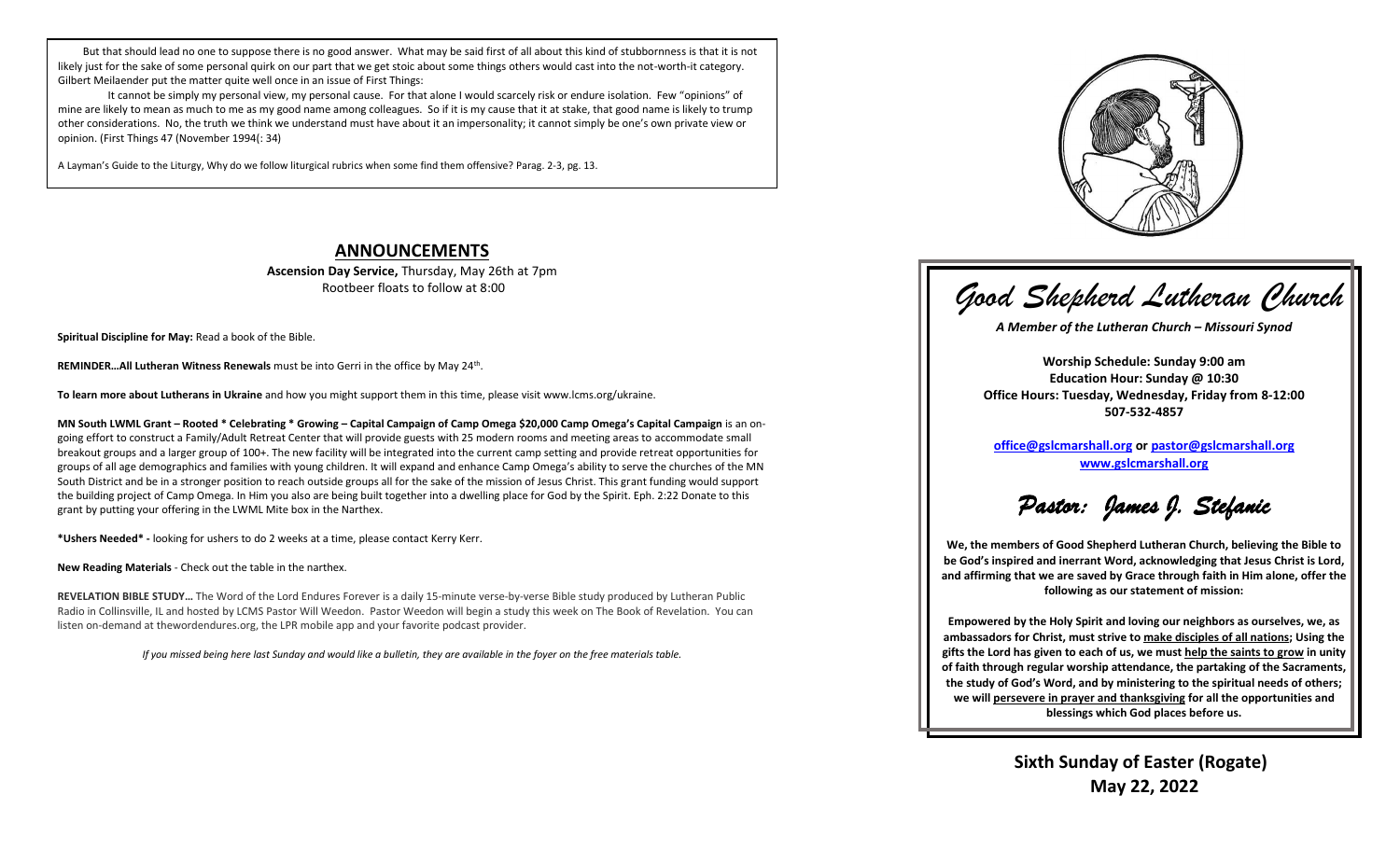But that should lead no one to suppose there is no good answer. What may be said first of all about this kind of stubbornness is that it is not likely just for the sake of some personal quirk on our part that we get stoic about some things others would cast into the not-worth-it category. Gilbert Meilaender put the matter quite well once in an issue of First Things:

> It cannot be simply my personal view, my personal cause. For that alone I would scarcely risk or endure isolation. Few "opinions" of mine are likely to mean as much to me as my good name among colleagues. So if it is my cause that it at stake, that good name is likely to trump other considerations. No, the truth we think we understand must have about it an impersonality; it cannot simply be one's own private view or opinion. (First Things 47 (November 1994(: 34)

A Layman's Guide to the Liturgy, Why do we follow liturgical rubrics when some find them offensive? Parag. 2-3, pg. 13.

## ANNOUNCEMENTS

**Ascension Day Service,** Thursday, May 26th at 7pm
Rootbeer floats to follow at 8:00

**Spiritual Discipline for May:** Read a book of the Bible.

**REMINDER…All Lutheran Witness Renewals** must be into Gerri in the office by May 24th.

**To learn more about Lutherans in Ukraine** and how you might support them in this time, please visit www.lcms.org/ukraine.

**MN South LWML Grant – Rooted * Celebrating * Growing – Capital Campaign of Camp Omega $20,000 Camp Omega's Capital Campaign** is an on-going effort to construct a Family/Adult Retreat Center that will provide guests with 25 modern rooms and meeting areas to accommodate small breakout groups and a larger group of 100+. The new facility will be integrated into the current camp setting and provide retreat opportunities for groups of all age demographics and families with young children. It will expand and enhance Camp Omega's ability to serve the churches of the MN South District and be in a stronger position to reach outside groups all for the sake of the mission of Jesus Christ. This grant funding would support the building project of Camp Omega. In Him you also are being built together into a dwelling place for God by the Spirit. Eph. 2:22 Donate to this grant by putting your offering in the LWML Mite box in the Narthex.

**\*Ushers Needed\* -** looking for ushers to do 2 weeks at a time, please contact Kerry Kerr.

**New Reading Materials** - Check out the table in the narthex.

**REVELATION BIBLE STUDY…** The Word of the Lord Endures Forever is a daily 15-minute verse-by-verse Bible study produced by Lutheran Public Radio in Collinsville, IL and hosted by LCMS Pastor Will Weedon. Pastor Weedon will begin a study this week on The Book of Revelation. You can listen on-demand at thewordendures.org, the LPR mobile app and your favorite podcast provider.

*If you missed being here last Sunday and would like a bulletin, they are available in the foyer on the free materials table.*

# *Good Shepherd Lutheran Church*

***A Member of the Lutheran Church – Missouri Synod***

**Worship Schedule: Sunday 9:00 am**
**Education Hour: Sunday @ 10:30**
**Office Hours: Tuesday, Wednesday, Friday from 8-12:00**
**507-532-4857**

**office@gslcmarshall.org or pastor@gslcmarshall.org**
**www.gslcmarshall.org**

## *Pastor: James J. Stefanic*

**We, the members of Good Shepherd Lutheran Church, believing the Bible to be God's inspired and inerrant Word, acknowledging that Jesus Christ is Lord, and affirming that we are saved by Grace through faith in Him alone, offer the following as our statement of mission:**

**Empowered by the Holy Spirit and loving our neighbors as ourselves, we, as ambassadors for Christ, must strive to make disciples of all nations; Using the gifts the Lord has given to each of us, we must help the saints to grow in unity of faith through regular worship attendance, the partaking of the Sacraments, the study of God's Word, and by ministering to the spiritual needs of others; we will persevere in prayer and thanksgiving for all the opportunities and blessings which God places before us.**

**Sixth Sunday of Easter (Rogate)**
**May 22, 2022**